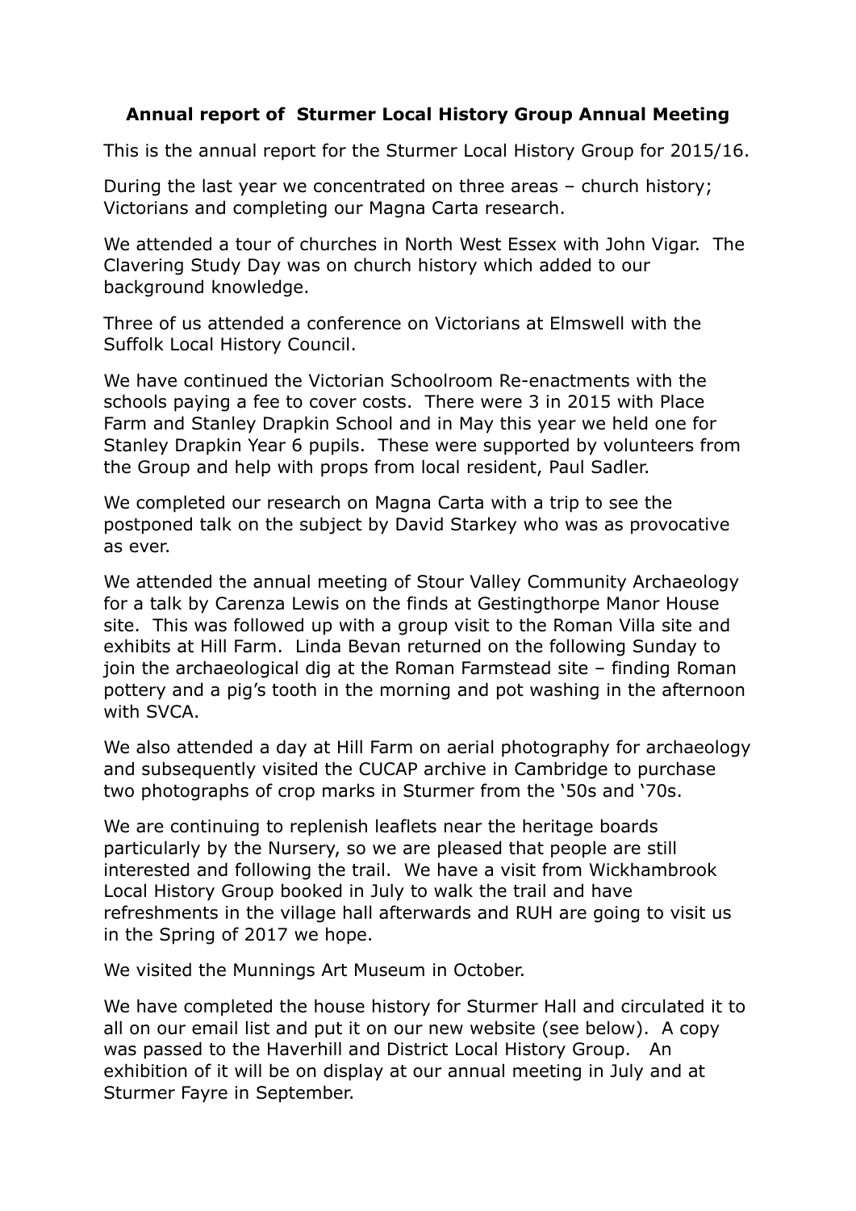**Annual report of Sturmer Local History Group Annual Meeting**

This is the annual report for the Sturmer Local History Group for 2015/16.

During the last year we concentrated on three areas – church history; Victorians and completing our Magna Carta research.

We attended a tour of churches in North West Essex with John Vigar. The Clavering Study Day was on church history which added to our background knowledge.

Three of us attended a conference on Victorians at Elmswell with the Suffolk Local History Council.

We have continued the Victorian Schoolroom Re-enactments with the schools paying a fee to cover costs. There were 3 in 2015 with Place Farm and Stanley Drapkin School and in May this year we held one for Stanley Drapkin Year 6 pupils. These were supported by volunteers from the Group and help with props from local resident, Paul Sadler.

We completed our research on Magna Carta with a trip to see the postponed talk on the subject by David Starkey who was as provocative as ever.

We attended the annual meeting of Stour Valley Community Archaeology for a talk by Carenza Lewis on the finds at Gestingthorpe Manor House site. This was followed up with a group visit to the Roman Villa site and exhibits at Hill Farm. Linda Bevan returned on the following Sunday to join the archaeological dig at the Roman Farmstead site – finding Roman pottery and a pig's tooth in the morning and pot washing in the afternoon with SVCA.

We also attended a day at Hill Farm on aerial photography for archaeology and subsequently visited the CUCAP archive in Cambridge to purchase two photographs of crop marks in Sturmer from the '50s and '70s.

We are continuing to replenish leaflets near the heritage boards particularly by the Nursery, so we are pleased that people are still interested and following the trail. We have a visit from Wickhambrook Local History Group booked in July to walk the trail and have refreshments in the village hall afterwards and RUH are going to visit us in the Spring of 2017 we hope.

We visited the Munnings Art Museum in October.

We have completed the house history for Sturmer Hall and circulated it to all on our email list and put it on our new website (see below). A copy was passed to the Haverhill and District Local History Group. An exhibition of it will be on display at our annual meeting in July and at Sturmer Fayre in September.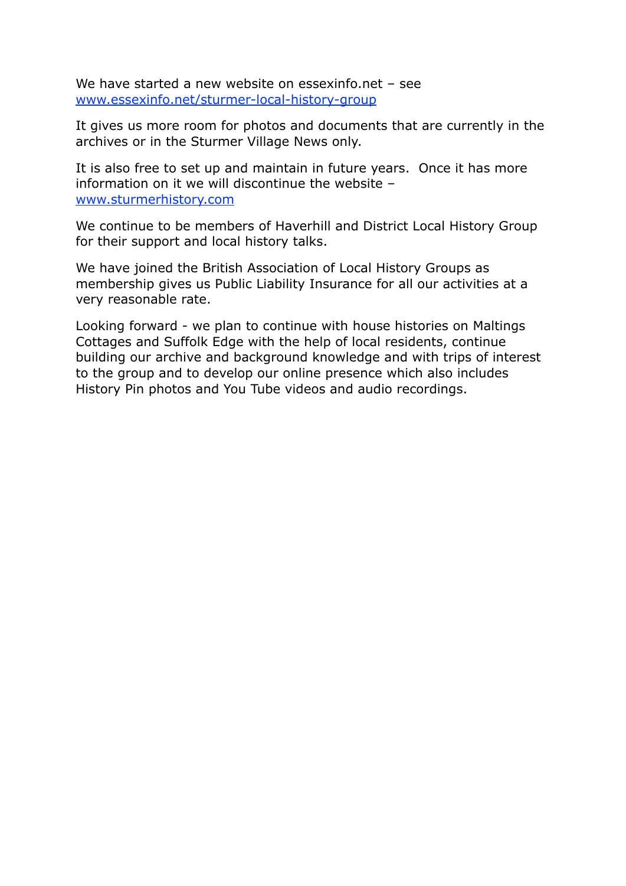We have started a new website on essexinfo.net – see [www.essexinfo.net/sturmer-local-history-group](http://www.essexinfo.net/sturmer-local-history-group)

It gives us more room for photos and documents that are currently in the archives or in the Sturmer Village News only.

It is also free to set up and maintain in future years. Once it has more information on it we will discontinue the website – [www.sturmerhistory.com](http://www.sturmerhistory.com)

We continue to be members of Haverhill and District Local History Group for their support and local history talks.

We have joined the British Association of Local History Groups as membership gives us Public Liability Insurance for all our activities at a very reasonable rate.

Looking forward - we plan to continue with house histories on Maltings Cottages and Suffolk Edge with the help of local residents, continue building our archive and background knowledge and with trips of interest to the group and to develop our online presence which also includes History Pin photos and You Tube videos and audio recordings.